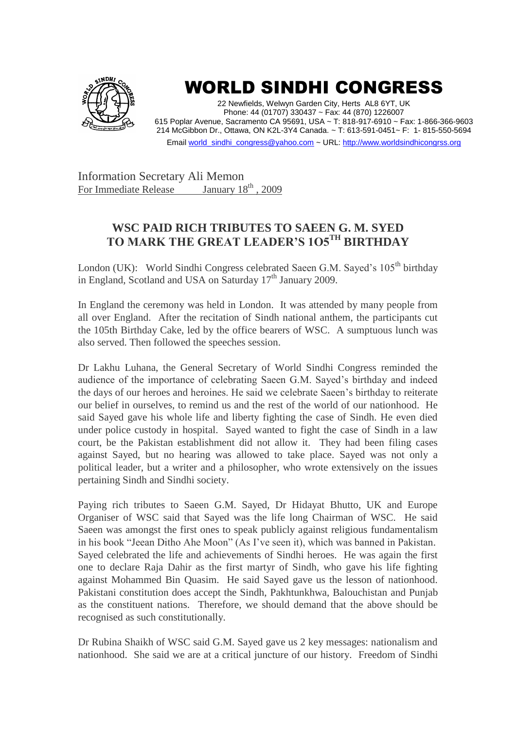# WORLD SINDHI CONGRESS

22 Newfields, Welwyn Garden City, Herts AL8 6YT, UK
Phone: 44 (01707) 330437 ~ Fax: 44 (870) 1226007
615 Poplar Avenue, Sacramento CA 95691, USA ~ T: 818-917-6910 ~ Fax: 1-866-366-9603
214 McGibbon Dr., Ottawa, ON K2L-3Y4 Canada. ~ T: 613-591-0451~ F: 1- 815-550-5694
Email world_sindhi_congress@yahoo.com ~ URL: http://www.worldsindhicongrss.org

Information Secretary Ali Memon
For Immediate Release January 18th, 2009

## WSC PAID RICH TRIBUTES TO SAEEN G. M. SYED TO MARK THE GREAT LEADER'S 1O5TH BIRTHDAY

London (UK): World Sindhi Congress celebrated Saeen G.M. Sayed's 105th birthday in England, Scotland and USA on Saturday 17th January 2009.

In England the ceremony was held in London. It was attended by many people from all over England. After the recitation of Sindh national anthem, the participants cut the 105th Birthday Cake, led by the office bearers of WSC. A sumptuous lunch was also served. Then followed the speeches session.

Dr Lakhu Luhana, the General Secretary of World Sindhi Congress reminded the audience of the importance of celebrating Saeen G.M. Sayed's birthday and indeed the days of our heroes and heroines. He said we celebrate Saeen's birthday to reiterate our belief in ourselves, to remind us and the rest of the world of our nationhood. He said Sayed gave his whole life and liberty fighting the case of Sindh. He even died under police custody in hospital. Sayed wanted to fight the case of Sindh in a law court, be the Pakistan establishment did not allow it. They had been filing cases against Sayed, but no hearing was allowed to take place. Sayed was not only a political leader, but a writer and a philosopher, who wrote extensively on the issues pertaining Sindh and Sindhi society.

Paying rich tributes to Saeen G.M. Sayed, Dr Hidayat Bhutto, UK and Europe Organiser of WSC said that Sayed was the life long Chairman of WSC. He said Saeen was amongst the first ones to speak publicly against religious fundamentalism in his book "Jeean Ditho Ahe Moon" (As I've seen it), which was banned in Pakistan. Sayed celebrated the life and achievements of Sindhi heroes. He was again the first one to declare Raja Dahir as the first martyr of Sindh, who gave his life fighting against Mohammed Bin Quasim. He said Sayed gave us the lesson of nationhood. Pakistani constitution does accept the Sindh, Pakhtunkhwa, Balouchistan and Punjab as the constituent nations. Therefore, we should demand that the above should be recognised as such constitutionally.

Dr Rubina Shaikh of WSC said G.M. Sayed gave us 2 key messages: nationalism and nationhood. She said we are at a critical juncture of our history. Freedom of Sindhi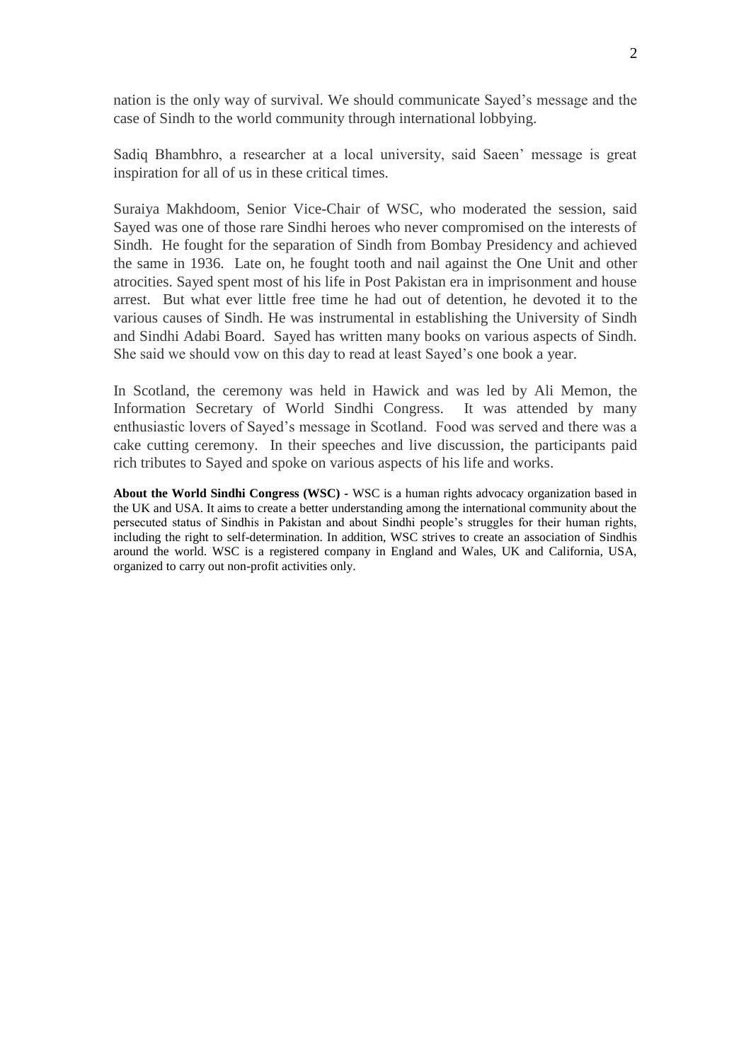nation is the only way of survival. We should communicate Sayed's message and the case of Sindh to the world community through international lobbying.

Sadiq Bhambhro, a researcher at a local university, said Saeen' message is great inspiration for all of us in these critical times.

Suraiya Makhdoom, Senior Vice-Chair of WSC, who moderated the session, said Sayed was one of those rare Sindhi heroes who never compromised on the interests of Sindh. He fought for the separation of Sindh from Bombay Presidency and achieved the same in 1936. Late on, he fought tooth and nail against the One Unit and other atrocities. Sayed spent most of his life in Post Pakistan era in imprisonment and house arrest. But what ever little free time he had out of detention, he devoted it to the various causes of Sindh. He was instrumental in establishing the University of Sindh and Sindhi Adabi Board. Sayed has written many books on various aspects of Sindh. She said we should vow on this day to read at least Sayed's one book a year.

In Scotland, the ceremony was held in Hawick and was led by Ali Memon, the Information Secretary of World Sindhi Congress. It was attended by many enthusiastic lovers of Sayed's message in Scotland. Food was served and there was a cake cutting ceremony. In their speeches and live discussion, the participants paid rich tributes to Sayed and spoke on various aspects of his life and works.

**About the World Sindhi Congress (WSC) -** WSC is a human rights advocacy organization based in the UK and USA. It aims to create a better understanding among the international community about the persecuted status of Sindhis in Pakistan and about Sindhi people's struggles for their human rights, including the right to self-determination. In addition, WSC strives to create an association of Sindhis around the world. WSC is a registered company in England and Wales, UK and California, USA, organized to carry out non-profit activities only.